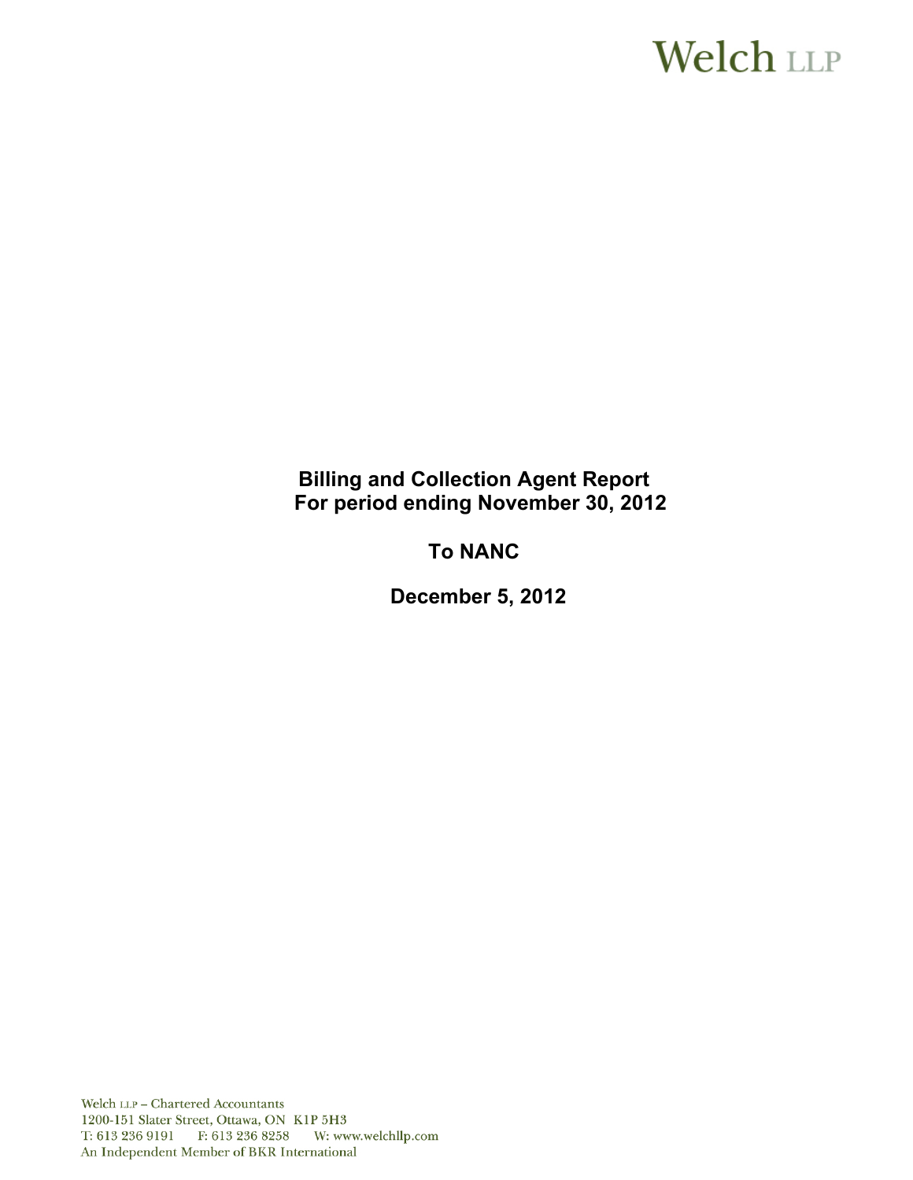Welch LLP

# Billing and Collection Agent Report
## For period ending November 30, 2012

## To NANC

## December 5, 2012

Welch LLP – Chartered Accountants
1200-151 Slater Street, Ottawa, ON K1P 5H3
T: 613 236 9191 F: 613 236 8258 W: www.welchllp.com
An Independent Member of BKR International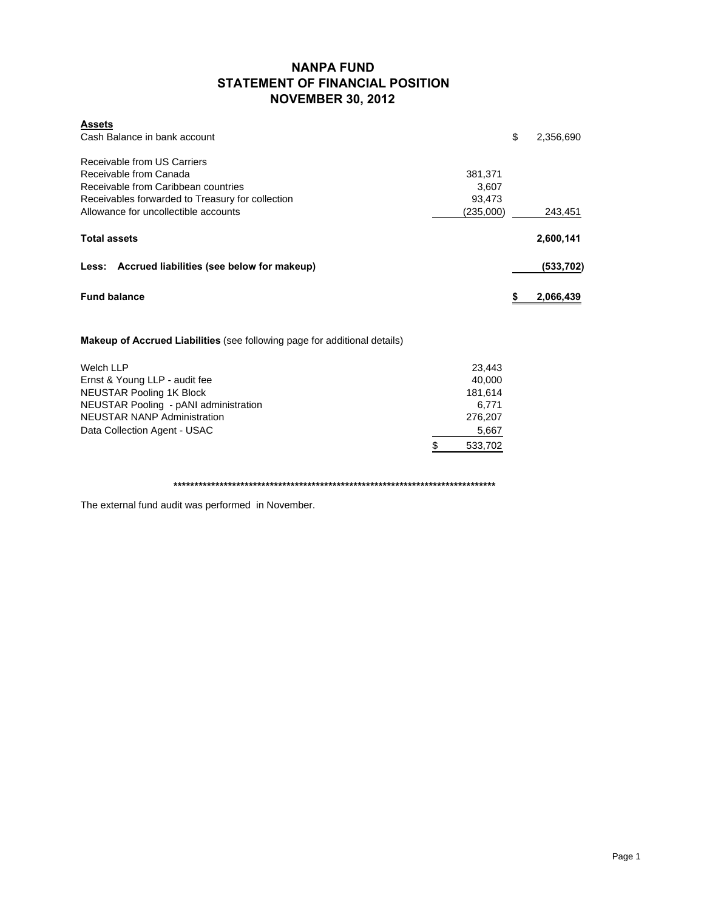# NANPA FUND
## STATEMENT OF FINANCIAL POSITION
## NOVEMBER 30, 2012

**Assets**

| | | | |
|---|---|---|---|
| Cash Balance in bank account | | $ | 2,356,690 |
| | | | |
| Receivable from US Carriers | | | |
| Receivable from Canada | 381,371 | | |
| Receivable from Caribbean countries | 3,607 | | |
| Receivables forwarded to Treasury for collection | 93,473 | | |
| Allowance for uncollectible accounts | (235,000) | | 243,451 |
| | | | |
| **Total assets** | | | **2,600,141** |
| | | | |
| **Less: Accrued liabilities (see below for makeup)** | | | **(533,702)** |
| | | | |
| **Fund balance** | | **$** | **2,066,439** |

**Makeup of Accrued Liabilities** (see following page for additional details)

| | |
|---|---|
| Welch LLP | 23,443 |
| Ernst & Young LLP - audit fee | 40,000 |
| NEUSTAR Pooling 1K Block | 181,614 |
| NEUSTAR Pooling - pANI administration | 6,771 |
| NEUSTAR NANP Administration | 276,207 |
| Data Collection Agent - USAC | 5,667 |
| | $ 533,702 |

********************************************************************************

The external fund audit was performed in November.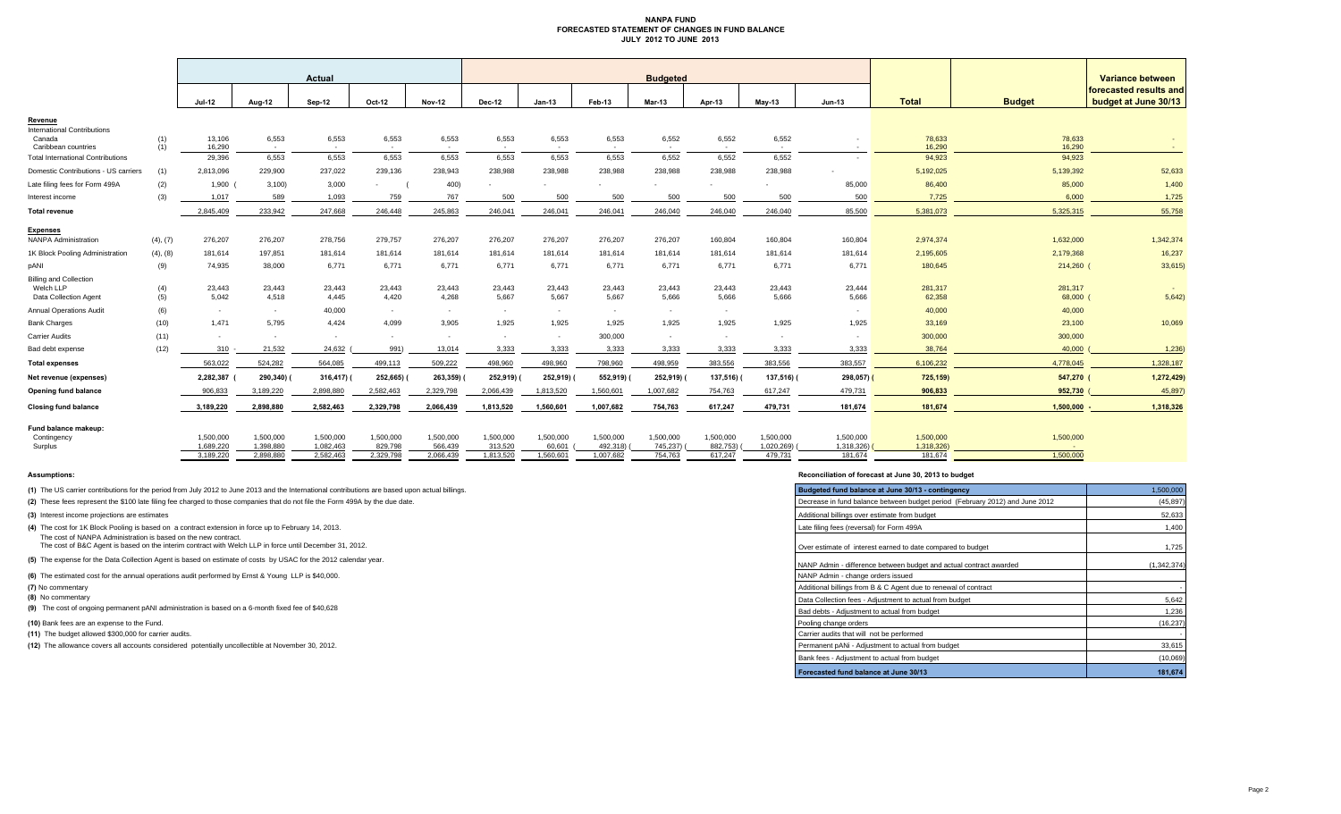# NANPA FUND
## FORECASTED STATEMENT OF CHANGES IN FUND BALANCE
### JULY 2012 TO JUNE 2013

| | | Actual | | | | | Budgeted | | | | | | | | | Variance between forecasted results and budget at June 30/13 |
|---|---|---|---|---|---|---|---|---|---|---|---|---|---|---|---|---|
| | | Jul-12 | Aug-12 | Sep-12 | Oct-12 | Nov-12 | Dec-12 | Jan-13 | Feb-13 | Mar-13 | Apr-13 | May-13 | Jun-13 | Total | Budget | |
| **Revenue** | | | | | | | | | | | | | | | | |
| International Contributions | | | | | | | | | | | | | | | | |
| Canada | (1) | 13,106 | 6,553 | 6,553 | 6,553 | 6,553 | 6,553 | 6,553 | 6,553 | 6,552 | 6,552 | 6,552 | - | 78,633 | 78,633 | - |
| Caribbean countries | (1) | 16,290 | - | - | - | - | - | - | - | - | - | - | - | 16,290 | 16,290 | - |
| Total International Contributions | | 29,396 | 6,553 | 6,553 | 6,553 | 6,553 | 6,553 | 6,553 | 6,553 | 6,552 | 6,552 | 6,552 | - | 94,923 | 94,923 | - |
| Domestic Contributions - US carriers | (1) | 2,813,096 | 229,900 | 237,022 | 239,136 | 238,943 | 238,988 | 238,988 | 238,988 | 238,988 | 238,988 | 238,988 | - | 5,192,025 | 5,139,392 | 52,633 |
| Late filing fees for Form 499A | (2) | 1,900 | (3,100) | 3,000 | - | (400) | - | - | - | - | - | - | 85,000 | 86,400 | 85,000 | 1,400 |
| Interest income | (3) | 1,017 | 589 | 1,093 | 759 | 767 | 500 | 500 | 500 | 500 | 500 | 500 | 500 | 7,725 | 6,000 | 1,725 |
| **Total revenue** | | 2,845,409 | 233,942 | 247,668 | 246,448 | 245,863 | 246,041 | 246,041 | 246,041 | 246,040 | 246,040 | 246,040 | 85,500 | 5,381,073 | 5,325,315 | 55,758 |
| **Expenses** | | | | | | | | | | | | | | | | |
| NANPA Administration | (4), (7) | 276,207 | 276,207 | 278,756 | 279,757 | 276,207 | 276,207 | 276,207 | 276,207 | 276,207 | 160,804 | 160,804 | 160,804 | 2,974,374 | 1,632,000 | 1,342,374 |
| 1K Block Pooling Administration | (4), (8) | 181,614 | 197,851 | 181,614 | 181,614 | 181,614 | 181,614 | 181,614 | 181,614 | 181,614 | 181,614 | 181,614 | 181,614 | 2,195,605 | 2,179,368 | 16,237 |
| pANI | (9) | 74,935 | 38,000 | 6,771 | 6,771 | 6,771 | 6,771 | 6,771 | 6,771 | 6,771 | 6,771 | 6,771 | 6,771 | 180,645 | 214,260 | (33,615) |
| Billing and Collection | | | | | | | | | | | | | | | | |
| Welch LLP | (4) | 23,443 | 23,443 | 23,443 | 23,443 | 23,443 | 23,443 | 23,443 | 23,443 | 23,443 | 23,443 | 23,443 | 23,444 | 281,317 | 281,317 | - |
| Data Collection Agent | (5) | 5,042 | 4,518 | 4,445 | 4,420 | 4,268 | 5,667 | 5,667 | 5,667 | 5,666 | 5,666 | 5,666 | 5,666 | 62,358 | 68,000 | (5,642) |
| Annual Operations Audit | (6) | - | - | 40,000 | - | - | - | - | - | - | - | - | - | 40,000 | 40,000 | - |
| Bank Charges | (10) | 1,471 | 5,795 | 4,424 | 4,099 | 3,905 | 1,925 | 1,925 | 1,925 | 1,925 | 1,925 | 1,925 | 1,925 | 33,169 | 23,100 | 10,069 |
| Carrier Audits | (11) | - | - | - | - | - | - | - | 300,000 | - | - | - | - | 300,000 | 300,000 | - |
| Bad debt expense | (12) | 310 | 21,532 | 24,632 | (991) | 13,014 | 3,333 | 3,333 | 3,333 | 3,333 | 3,333 | 3,333 | 3,333 | 38,764 | 40,000 | (1,236) |
| **Total expenses** | | 563,022 | 524,282 | 564,085 | 499,113 | 509,222 | 498,960 | 498,960 | 798,960 | 498,959 | 383,556 | 383,556 | 383,557 | 6,106,232 | 4,778,045 | 1,328,187 |
| **Net revenue (expenses)** | | 2,282,387 | (290,340) | (316,417) | (252,665) | (263,359) | (252,919) | (252,919) | (552,919) | (252,919) | (137,516) | (137,516) | (298,057) | (725,159) | 547,270 | (1,272,429) |
| **Opening fund balance** | | 906,833 | 3,189,220 | 2,898,880 | 2,582,463 | 2,329,798 | 2,066,439 | 1,813,520 | 1,560,601 | 1,007,682 | 754,763 | 617,247 | 479,731 | 906,833 | 952,730 | (45,897) |
| **Closing fund balance** | | 3,189,220 | 2,898,880 | 2,582,463 | 2,329,798 | 2,066,439 | 1,813,520 | 1,560,601 | 1,007,682 | 754,763 | 617,247 | 479,731 | 181,674 | 181,674 | 1,500,000 | 1,318,326 |
| **Fund balance makeup:** | | | | | | | | | | | | | | | | |
| Contingency | | 1,500,000 | 1,500,000 | 1,500,000 | 1,500,000 | 1,500,000 | 1,500,000 | 1,500,000 | 1,500,000 | 1,500,000 | 1,500,000 | 1,500,000 | 1,500,000 | 1,500,000 | 1,500,000 | |
| Surplus | | 1,689,220 | 1,398,880 | 1,082,463 | 829,798 | 566,439 | 313,520 | 60,601 | (492,318) | (745,237) | (882,753) | (1,020,269) | (1,318,326) | (1,318,326) | - | |
| | | 3,189,220 | 2,898,880 | 2,582,463 | 2,329,798 | 2,066,439 | 1,813,520 | 1,560,601 | 1,007,682 | 754,763 | 617,247 | 479,731 | 181,674 | 181,674 | 1,500,000 | |

**Assumptions:**

**(1)** The US carrier contributions for the period from July 2012 to June 2013 and the International contributions are based upon actual billings.

**(2)** These fees represent the $100 late filing fee charged to those companies that do not file the Form 499A by the due date.

**(3)** Interest income projections are estimates

**(4)** The cost for 1K Block Pooling is based on a contract extension in force up to February 14, 2013.
The cost of NANPA Administration is based on the new contract.
The cost of B&C Agent is based on the interim contract with Welch LLP in force until December 31, 2012.

**(5)** The expense for the Data Collection Agent is based on estimate of costs by USAC for the 2012 calendar year.

**(6)** The estimated cost for the annual operations audit performed by Ernst & Young LLP is $40,000.

**(7)** No commentary

**(8)** No commentary

**(9)** The cost of ongoing permanent pANI administration is based on a 6-month fixed fee of $40,628

**(10)** Bank fees are an expense to the Fund.

**(11)** The budget allowed $300,000 for carrier audits.

**(12)** The allowance covers all accounts considered potentially uncollectible at November 30, 2012.

**Reconciliation of forecast at June 30, 2013 to budget**

| Item | Amount |
|---|---|
| **Budgeted fund balance at June 30/13 - contingency** | 1,500,000 |
| Decrease in fund balance between budget period (February 2012) and June 2012 | (45,897) |
| Additional billings over estimate from budget | 52,633 |
| Late filing fees (reversal) for Form 499A | 1,400 |
| Over estimate of interest earned to date compared to budget | 1,725 |
| NANP Admin - difference between budget and actual contract awarded | (1,342,374) |
| NANP Admin - change orders issued | |
| Additional billings from B & C Agent due to renewal of contract | - |
| Data Collection fees - Adjustment to actual from budget | 5,642 |
| Bad debts - Adjustment to actual from budget | 1,236 |
| Pooling change orders | (16,237) |
| Carrier audits that will not be performed | - |
| Permanent pANi - Adjustment to actual from budget | 33,615 |
| Bank fees - Adjustment to actual from budget | (10,069) |
| **Forecasted fund balance at June 30/13** | **181,674** |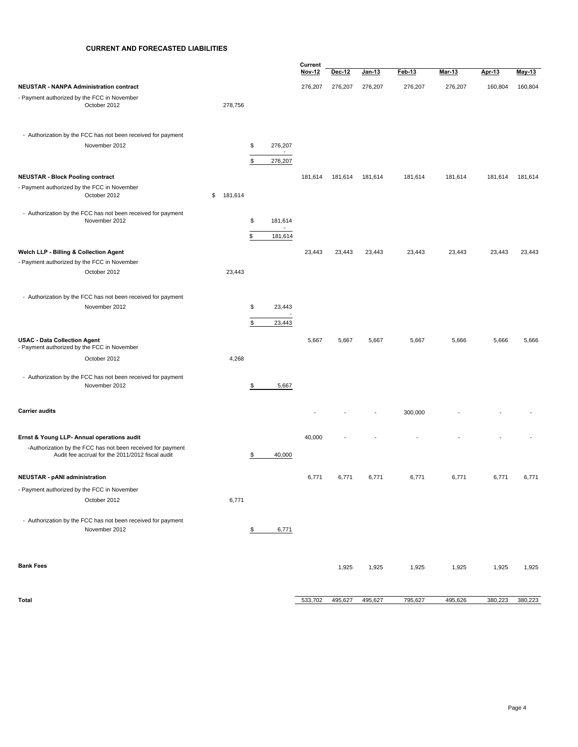## CURRENT AND FORECASTED LIABILITIES

| | | | Current Nov-12 | Dec-12 | Jan-13 | Feb-13 | Mar-13 | Apr-13 | May-13 |
|---|---|---|---|---|---|---|---|---|---|
| **NEUSTAR - NANPA Administration contract** | | | 276,207 | 276,207 | 276,207 | 276,207 | 276,207 | 160,804 | 160,804 |
| - Payment authorized by the FCC in November | | | | | | | | | |
| October 2012 | 278,756 | | | | | | | | |
| - Authorization by the FCC has not been received for payment | | | | | | | | | |
| November 2012 | | $ 276,207 | | | | | | | |
| | | - | | | | | | | |
| | | $ 276,207 | | | | | | | |
| **NEUSTAR - Block Pooling contract** | | | 181,614 | 181,614 | 181,614 | 181,614 | 181,614 | 181,614 | 181,614 |
| - Payment authorized by the FCC in November | | | | | | | | | |
| October 2012 | $ 181,614 | | | | | | | | |
| - Authorization by the FCC has not been received for payment | | | | | | | | | |
| November 2012 | | $ 181,614 | | | | | | | |
| | | - | | | | | | | |
| | | $ 181,614 | | | | | | | |
| **Welch LLP - Billing & Collection Agent** | | | 23,443 | 23,443 | 23,443 | 23,443 | 23,443 | 23,443 | 23,443 |
| - Payment authorized by the FCC in November | | | | | | | | | |
| October 2012 | 23,443 | | | | | | | | |
| - Authorization by the FCC has not been received for payment | | | | | | | | | |
| November 2012 | | $ 23,443 | | | | | | | |
| | | - | | | | | | | |
| | | $ 23,443 | | | | | | | |
| **USAC - Data Collection Agent** | | | 5,667 | 5,667 | 5,667 | 5,667 | 5,666 | 5,666 | 5,666 |
| - Payment authorized by the FCC in November | | | | | | | | | |
| October 2012 | 4,268 | | | | | | | | |
| - Authorization by the FCC has not been received for payment | | | | | | | | | |
| November 2012 | | $ 5,667 | | | | | | | |
| **Carrier audits** | | | - | - | - | 300,000 | - | - | - |
| **Ernst & Young LLP- Annual operations audit** | | | 40,000 | - | - | - | - | - | - |
| -Authorization by the FCC has not been received for payment Audit fee accrual for the 2011/2012 fiscal audit | | $ 40,000 | | | | | | | |
| **NEUSTAR - pANI administration** | | | 6,771 | 6,771 | 6,771 | 6,771 | 6,771 | 6,771 | 6,771 |
| - Payment authorized by the FCC in November | | | | | | | | | |
| October 2012 | 6,771 | | | | | | | | |
| - Authorization by the FCC has not been received for payment | | | | | | | | | |
| November 2012 | | $ 6,771 | | | | | | | |
| **Bank Fees** | | | | 1,925 | 1,925 | 1,925 | 1,925 | 1,925 | 1,925 |
| **Total** | | | 533,702 | 495,627 | 495,627 | 795,627 | 495,626 | 380,223 | 380,223 |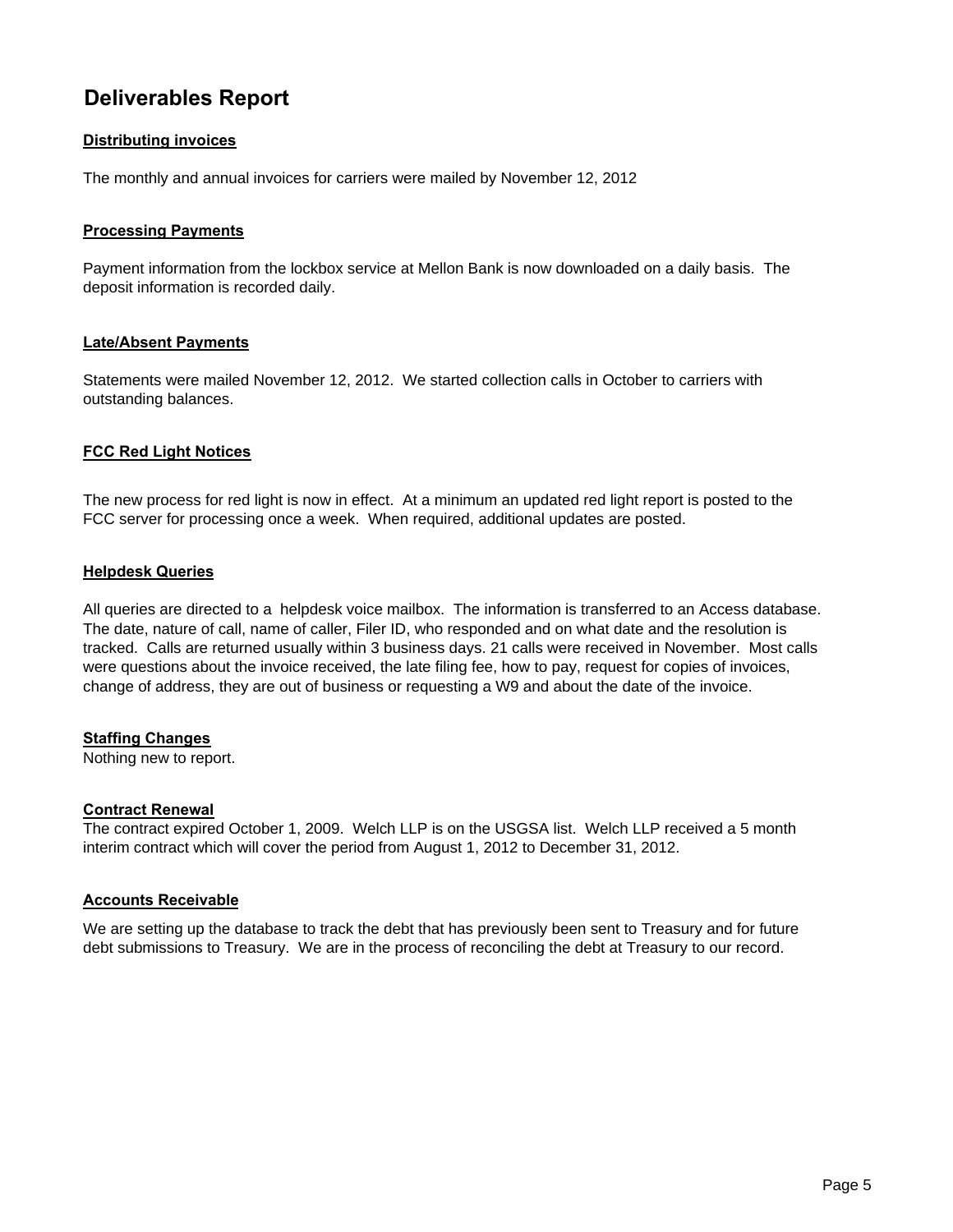# Deliverables Report

**Distributing invoices**

The monthly and annual invoices for carriers were mailed by November 12, 2012

**Processing Payments**

Payment information from the lockbox service at Mellon Bank is now downloaded on a daily basis. The deposit information is recorded daily.

**Late/Absent Payments**

Statements were mailed November 12, 2012. We started collection calls in October to carriers with outstanding balances.

**FCC Red Light Notices**

The new process for red light is now in effect. At a minimum an updated red light report is posted to the FCC server for processing once a week. When required, additional updates are posted.

**Helpdesk Queries**

All queries are directed to a helpdesk voice mailbox. The information is transferred to an Access database. The date, nature of call, name of caller, Filer ID, who responded and on what date and the resolution is tracked. Calls are returned usually within 3 business days. 21 calls were received in November. Most calls were questions about the invoice received, the late filing fee, how to pay, request for copies of invoices, change of address, they are out of business or requesting a W9 and about the date of the invoice.

**Staffing Changes**

Nothing new to report.

**Contract Renewal**

The contract expired October 1, 2009. Welch LLP is on the USGSA list. Welch LLP received a 5 month interim contract which will cover the period from August 1, 2012 to December 31, 2012.

**Accounts Receivable**

We are setting up the database to track the debt that has previously been sent to Treasury and for future debt submissions to Treasury. We are in the process of reconciling the debt at Treasury to our record.